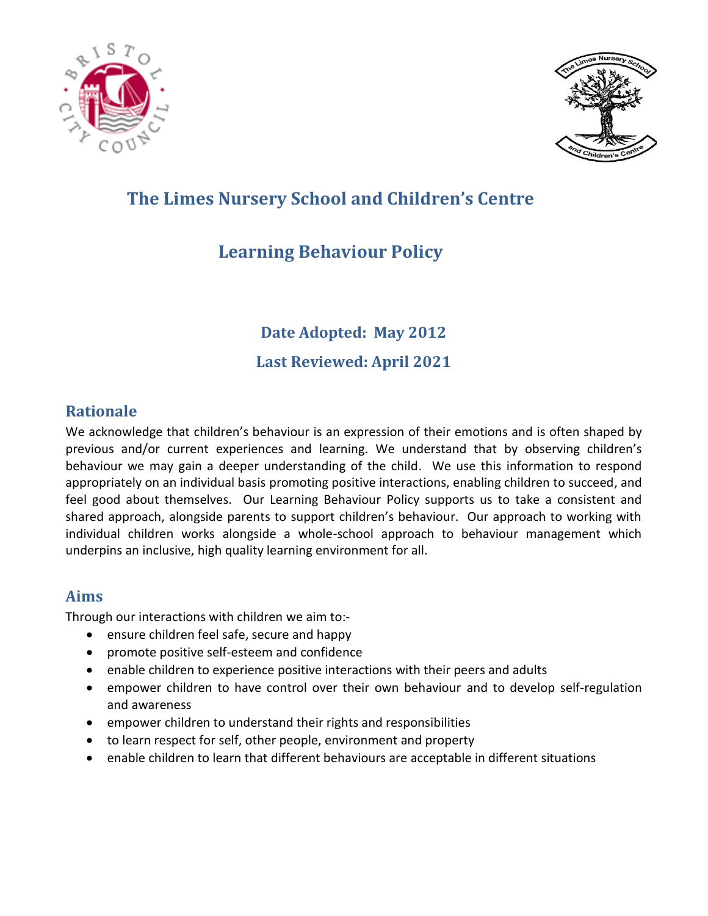# The Limes Nursery School and Children's Centre

# Learning Behaviour Policy

**Date Adopted: May 2012**

**Last Reviewed: April 2021**

## Rationale

We acknowledge that children's behaviour is an expression of their emotions and is often shaped by previous and/or current experiences and learning. We understand that by observing children's behaviour we may gain a deeper understanding of the child. We use this information to respond appropriately on an individual basis promoting positive interactions, enabling children to succeed, and feel good about themselves. Our Learning Behaviour Policy supports us to take a consistent and shared approach, alongside parents to support children's behaviour. Our approach to working with individual children works alongside a whole-school approach to behaviour management which underpins an inclusive, high quality learning environment for all.

## Aims

Through our interactions with children we aim to:-

- ensure children feel safe, secure and happy
- promote positive self-esteem and confidence
- enable children to experience positive interactions with their peers and adults
- empower children to have control over their own behaviour and to develop self-regulation and awareness
- empower children to understand their rights and responsibilities
- to learn respect for self, other people, environment and property
- enable children to learn that different behaviours are acceptable in different situations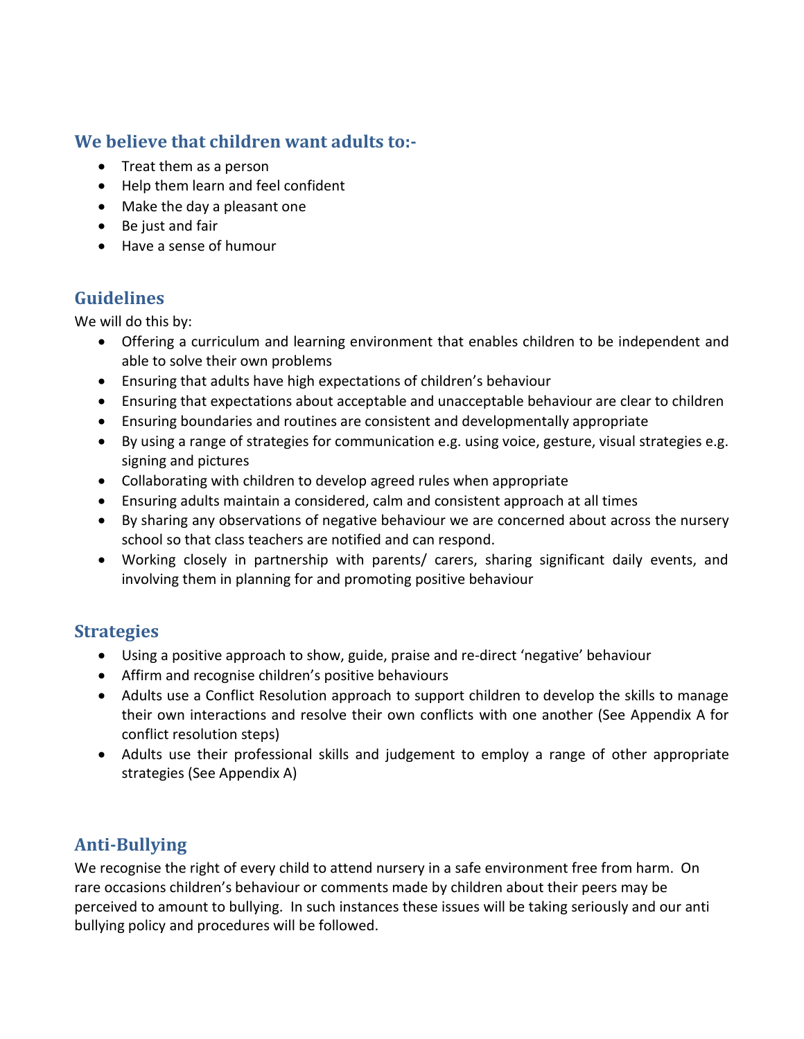## We believe that children want adults to:-

- Treat them as a person
- Help them learn and feel confident
- Make the day a pleasant one
- Be just and fair
- Have a sense of humour

## Guidelines

We will do this by:

- Offering a curriculum and learning environment that enables children to be independent and able to solve their own problems
- Ensuring that adults have high expectations of children's behaviour
- Ensuring that expectations about acceptable and unacceptable behaviour are clear to children
- Ensuring boundaries and routines are consistent and developmentally appropriate
- By using a range of strategies for communication e.g. using voice, gesture, visual strategies e.g. signing and pictures
- Collaborating with children to develop agreed rules when appropriate
- Ensuring adults maintain a considered, calm and consistent approach at all times
- By sharing any observations of negative behaviour we are concerned about across the nursery school so that class teachers are notified and can respond.
- Working closely in partnership with parents/ carers, sharing significant daily events, and involving them in planning for and promoting positive behaviour

## Strategies

- Using a positive approach to show, guide, praise and re-direct 'negative' behaviour
- Affirm and recognise children's positive behaviours
- Adults use a Conflict Resolution approach to support children to develop the skills to manage their own interactions and resolve their own conflicts with one another (See Appendix A for conflict resolution steps)
- Adults use their professional skills and judgement to employ a range of other appropriate strategies (See Appendix A)

## Anti-Bullying

We recognise the right of every child to attend nursery in a safe environment free from harm. On rare occasions children's behaviour or comments made by children about their peers may be perceived to amount to bullying. In such instances these issues will be taking seriously and our anti bullying policy and procedures will be followed.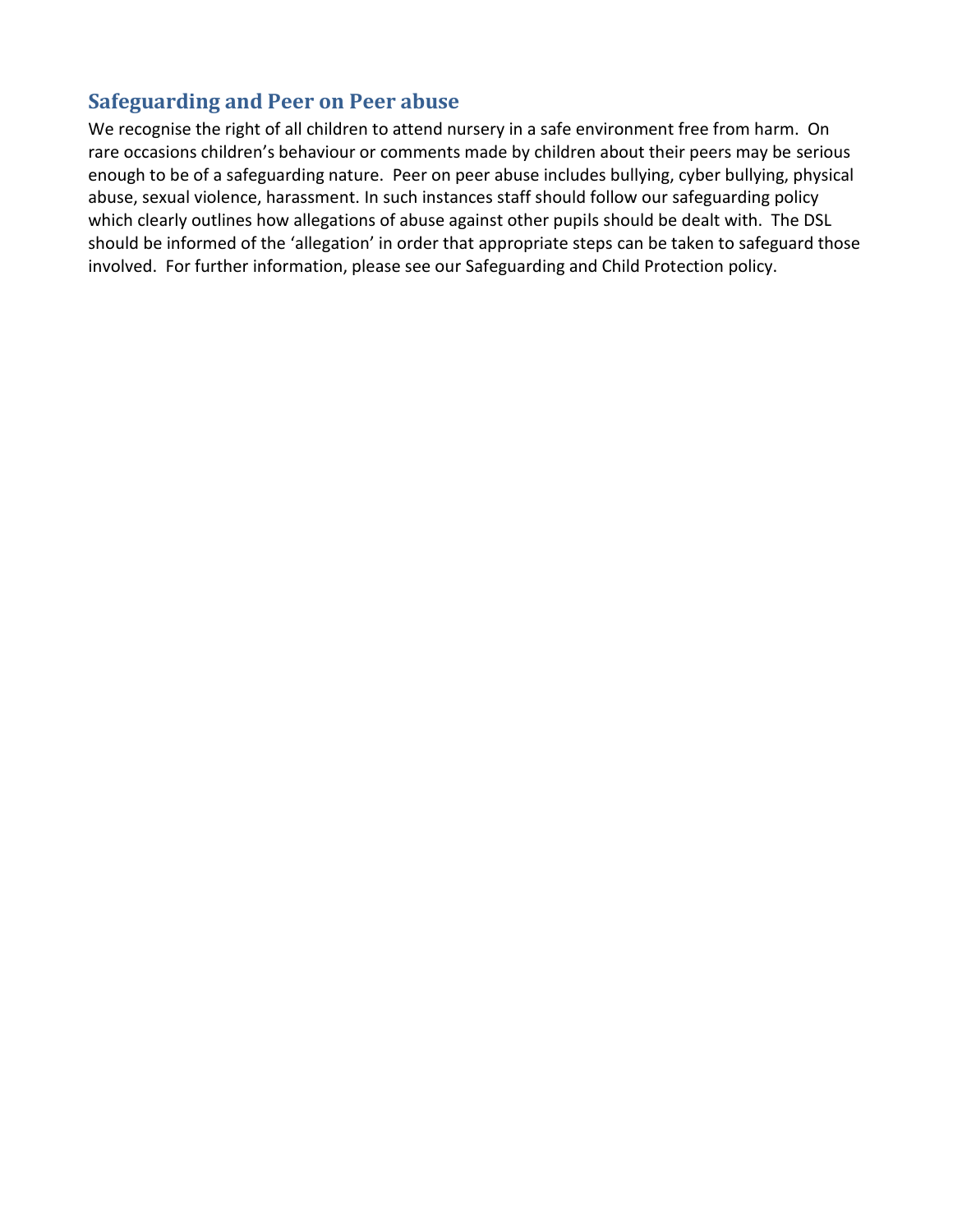## Safeguarding and Peer on Peer abuse

We recognise the right of all children to attend nursery in a safe environment free from harm. On rare occasions children's behaviour or comments made by children about their peers may be serious enough to be of a safeguarding nature. Peer on peer abuse includes bullying, cyber bullying, physical abuse, sexual violence, harassment. In such instances staff should follow our safeguarding policy which clearly outlines how allegations of abuse against other pupils should be dealt with. The DSL should be informed of the 'allegation' in order that appropriate steps can be taken to safeguard those involved. For further information, please see our Safeguarding and Child Protection policy.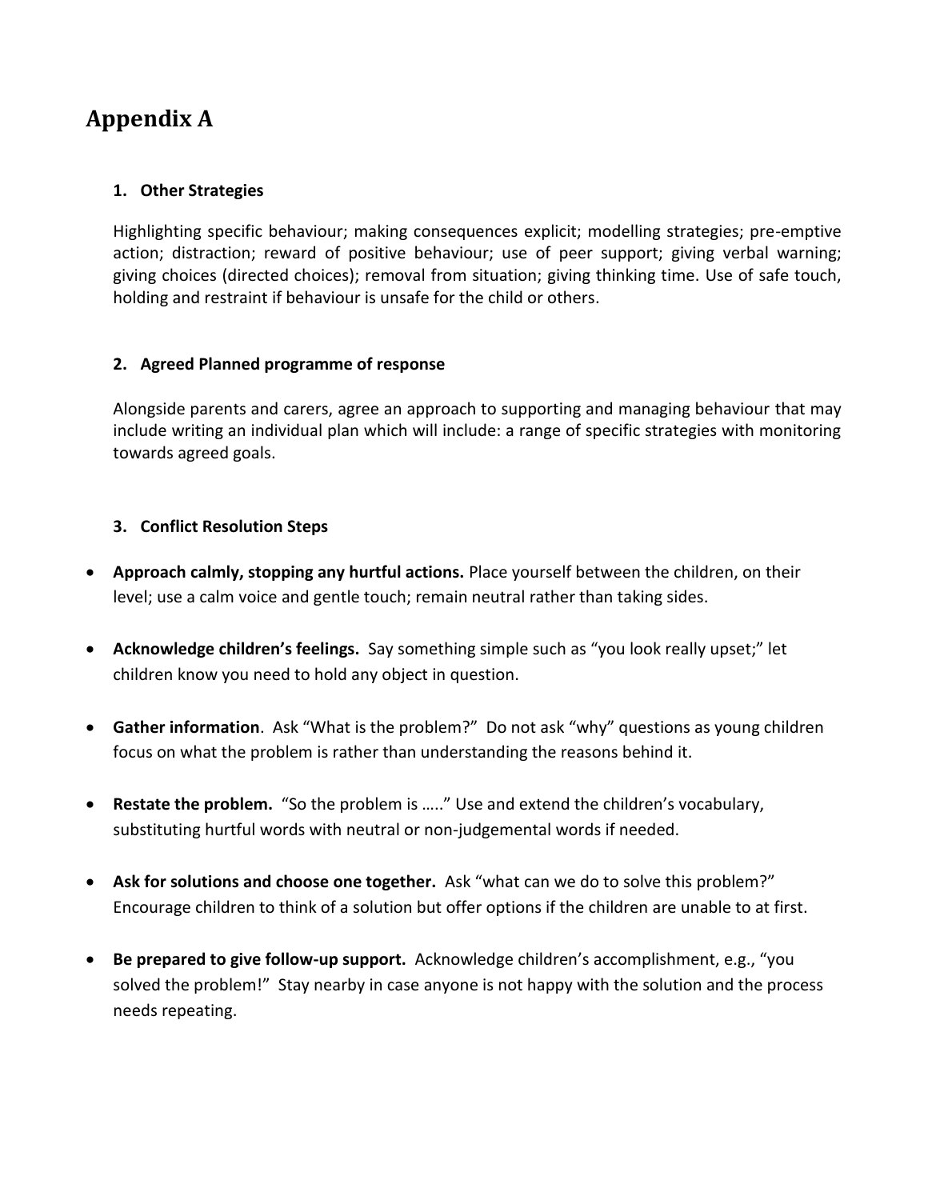# Appendix A

### 1. Other Strategies

Highlighting specific behaviour; making consequences explicit; modelling strategies; pre-emptive action; distraction; reward of positive behaviour; use of peer support; giving verbal warning; giving choices (directed choices); removal from situation; giving thinking time. Use of safe touch, holding and restraint if behaviour is unsafe for the child or others.

### 2. Agreed Planned programme of response

Alongside parents and carers, agree an approach to supporting and managing behaviour that may include writing an individual plan which will include: a range of specific strategies with monitoring towards agreed goals.

### 3. Conflict Resolution Steps

- **Approach calmly, stopping any hurtful actions.** Place yourself between the children, on their level; use a calm voice and gentle touch; remain neutral rather than taking sides.
- **Acknowledge children's feelings.** Say something simple such as "you look really upset;" let children know you need to hold any object in question.
- **Gather information**. Ask "What is the problem?" Do not ask "why" questions as young children focus on what the problem is rather than understanding the reasons behind it.
- **Restate the problem.** "So the problem is ….." Use and extend the children's vocabulary, substituting hurtful words with neutral or non-judgemental words if needed.
- **Ask for solutions and choose one together.** Ask "what can we do to solve this problem?" Encourage children to think of a solution but offer options if the children are unable to at first.
- **Be prepared to give follow-up support.** Acknowledge children's accomplishment, e.g., "you solved the problem!" Stay nearby in case anyone is not happy with the solution and the process needs repeating.